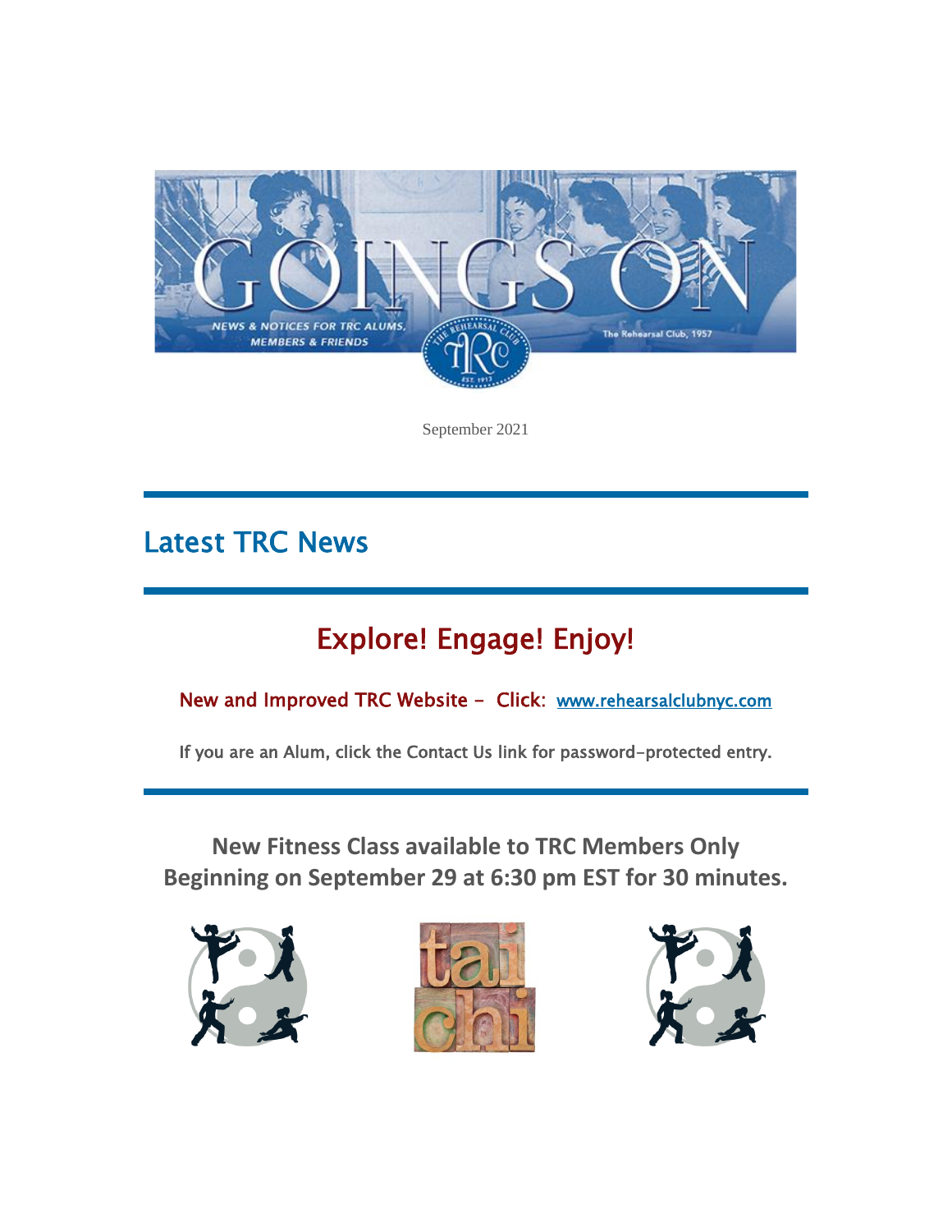# GOINGS ON

NEWS & NOTICES FOR TRC ALUMS, MEMBERS & FRIENDS

The Rehearsal Club, 1957

September 2021

## Latest TRC News

## Explore! Engage! Enjoy!

New and Improved TRC Website – Click: www.rehearsalclubnyc.com

If you are an Alum, click the Contact Us link for password-protected entry.

**New Fitness Class available to TRC Members Only**
**Beginning on September 29 at 6:30 pm EST for 30 minutes.**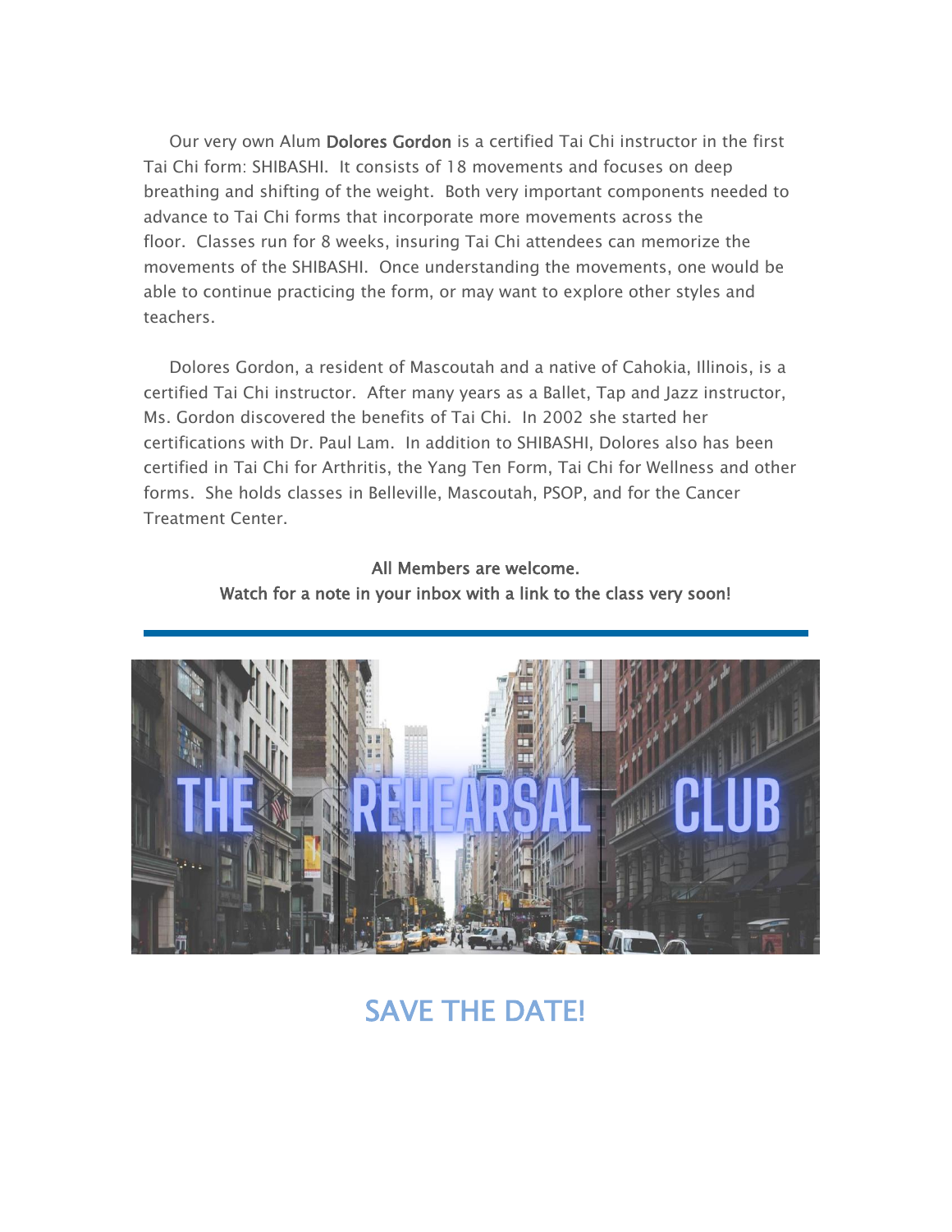Our very own Alum **Dolores Gordon** is a certified Tai Chi instructor in the first Tai Chi form: SHIBASHI. It consists of 18 movements and focuses on deep breathing and shifting of the weight. Both very important components needed to advance to Tai Chi forms that incorporate more movements across the floor. Classes run for 8 weeks, insuring Tai Chi attendees can memorize the movements of the SHIBASHI. Once understanding the movements, one would be able to continue practicing the form, or may want to explore other styles and teachers.

Dolores Gordon, a resident of Mascoutah and a native of Cahokia, Illinois, is a certified Tai Chi instructor. After many years as a Ballet, Tap and Jazz instructor, Ms. Gordon discovered the benefits of Tai Chi. In 2002 she started her certifications with Dr. Paul Lam. In addition to SHIBASHI, Dolores also has been certified in Tai Chi for Arthritis, the Yang Ten Form, Tai Chi for Wellness and other forms. She holds classes in Belleville, Mascoutah, PSOP, and for the Cancer Treatment Center.

**All Members are welcome.**
**Watch for a note in your inbox with a link to the class very soon!**

---

THE REHEARSAL CLUB

## SAVE THE DATE!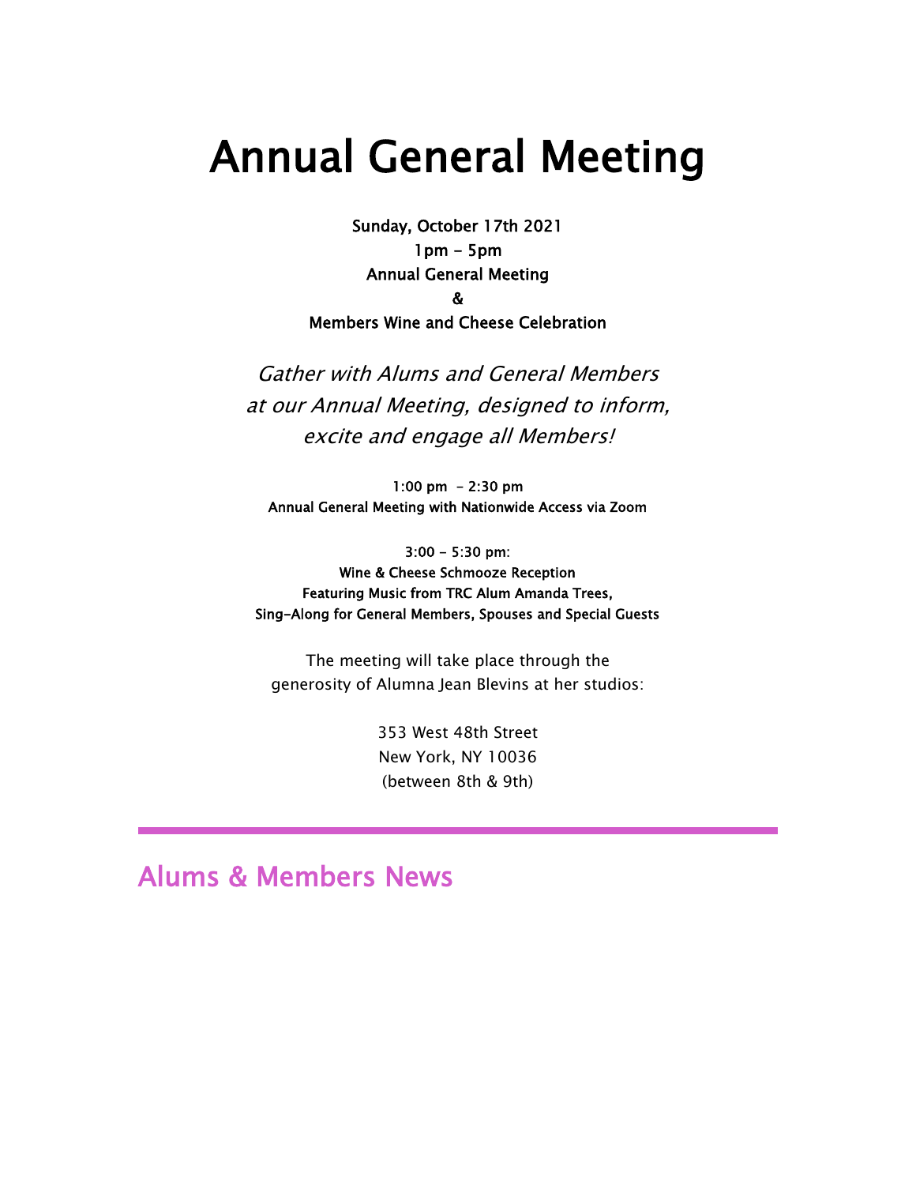# Annual General Meeting

**Sunday, October 17th 2021**
**1pm - 5pm**
**Annual General Meeting**
**&**
**Members Wine and Cheese Celebration**

*Gather with Alums and General Members at our Annual Meeting, designed to inform, excite and engage all Members!*

**1:00 pm - 2:30 pm**
**Annual General Meeting with Nationwide Access via Zoom**

**3:00 - 5:30 pm:**
**Wine & Cheese Schmooze Reception**
**Featuring Music from TRC Alum Amanda Trees,**
**Sing-Along for General Members, Spouses and Special Guests**

The meeting will take place through the generosity of Alumna Jean Blevins at her studios:

353 West 48th Street
New York, NY 10036
(between 8th & 9th)

---

## Alums & Members News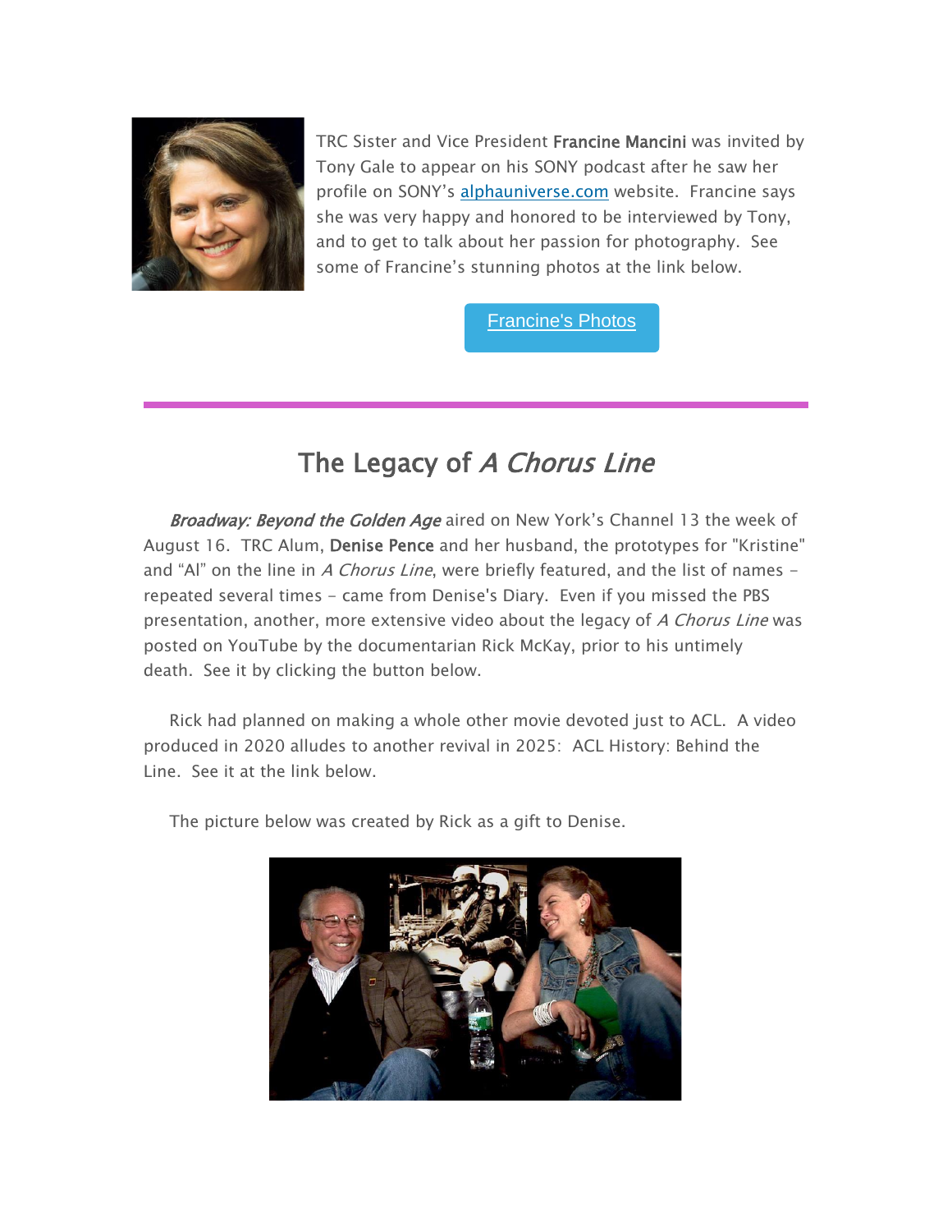TRC Sister and Vice President **Francine Mancini** was invited by Tony Gale to appear on his SONY podcast after he saw her profile on SONY's alphauniverse.com website.  Francine says she was very happy and honored to be interviewed by Tony, and to get to talk about her passion for photography.  See some of Francine's stunning photos at the link below.

Francine's Photos

---

## The Legacy of *A Chorus Line*

*Broadway: Beyond the Golden Age* aired on New York's Channel 13 the week of August 16.  TRC Alum, **Denise Pence** and her husband, the prototypes for "Kristine" and "Al" on the line in *A Chorus Line*, were briefly featured, and the list of names – repeated several times – came from Denise's Diary.  Even if you missed the PBS presentation, another, more extensive video about the legacy of *A Chorus Line* was posted on YouTube by the documentarian Rick McKay, prior to his untimely death.  See it by clicking the button below.

Rick had planned on making a whole other movie devoted just to ACL.  A video produced in 2020 alludes to another revival in 2025:  ACL History: Behind the Line.  See it at the link below.

The picture below was created by Rick as a gift to Denise.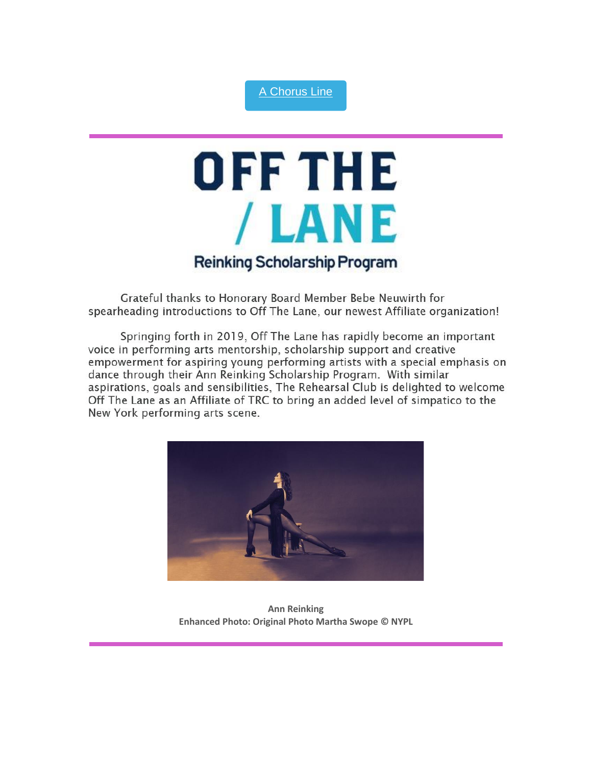[A Chorus Line]

---

# OFF THE / LANE

## Reinking Scholarship Program

Grateful thanks to Honorary Board Member Bebe Neuwirth for spearheading introductions to Off The Lane, our newest Affiliate organization!

Springing forth in 2019, Off The Lane has rapidly become an important voice in performing arts mentorship, scholarship support and creative empowerment for aspiring young performing artists with a special emphasis on dance through their Ann Reinking Scholarship Program. With similar aspirations, goals and sensibilities, The Rehearsal Club is delighted to welcome Off The Lane as an Affiliate of TRC to bring an added level of simpatico to the New York performing arts scene.

**Ann Reinking**
**Enhanced Photo: Original Photo Martha Swope © NYPL**

---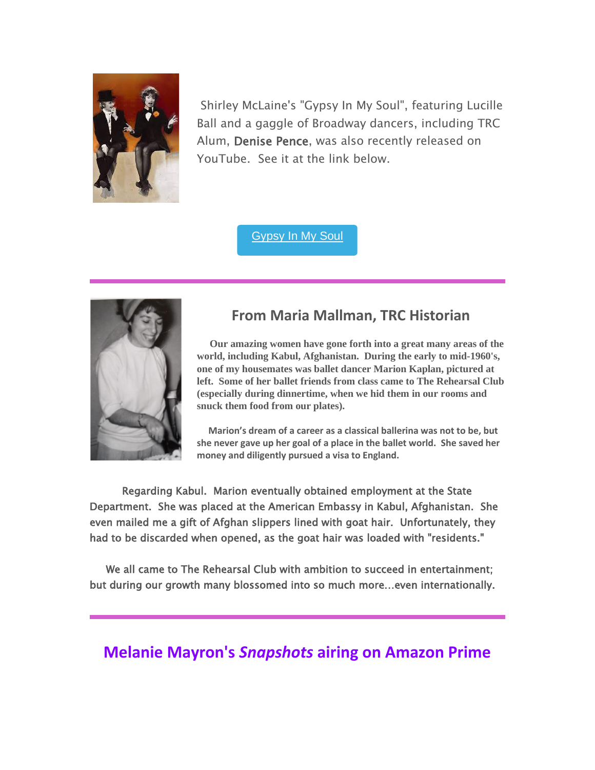Shirley McLaine's "Gypsy In My Soul", featuring Lucille Ball and a gaggle of Broadway dancers, including TRC Alum, Denise Pence, was also recently released on YouTube. See it at the link below.

[Gypsy In My Soul]

---

## From Maria Mallman, TRC Historian

**Our amazing women have gone forth into a great many areas of the world, including Kabul, Afghanistan. During the early to mid-1960's, one of my housemates was ballet dancer Marion Kaplan, pictured at left. Some of her ballet friends from class came to The Rehearsal Club (especially during dinnertime, when we hid them in our rooms and snuck them food from our plates).**

**Marion's dream of a career as a classical ballerina was not to be, but she never gave up her goal of a place in the ballet world. She saved her money and diligently pursued a visa to England.**

Regarding Kabul. Marion eventually obtained employment at the State Department. She was placed at the American Embassy in Kabul, Afghanistan. She even mailed me a gift of Afghan slippers lined with goat hair. Unfortunately, they had to be discarded when opened, as the goat hair was loaded with "residents."

We all came to The Rehearsal Club with ambition to succeed in entertainment; but during our growth many blossomed into so much more...even internationally.

---

## Melanie Mayron's *Snapshots* airing on Amazon Prime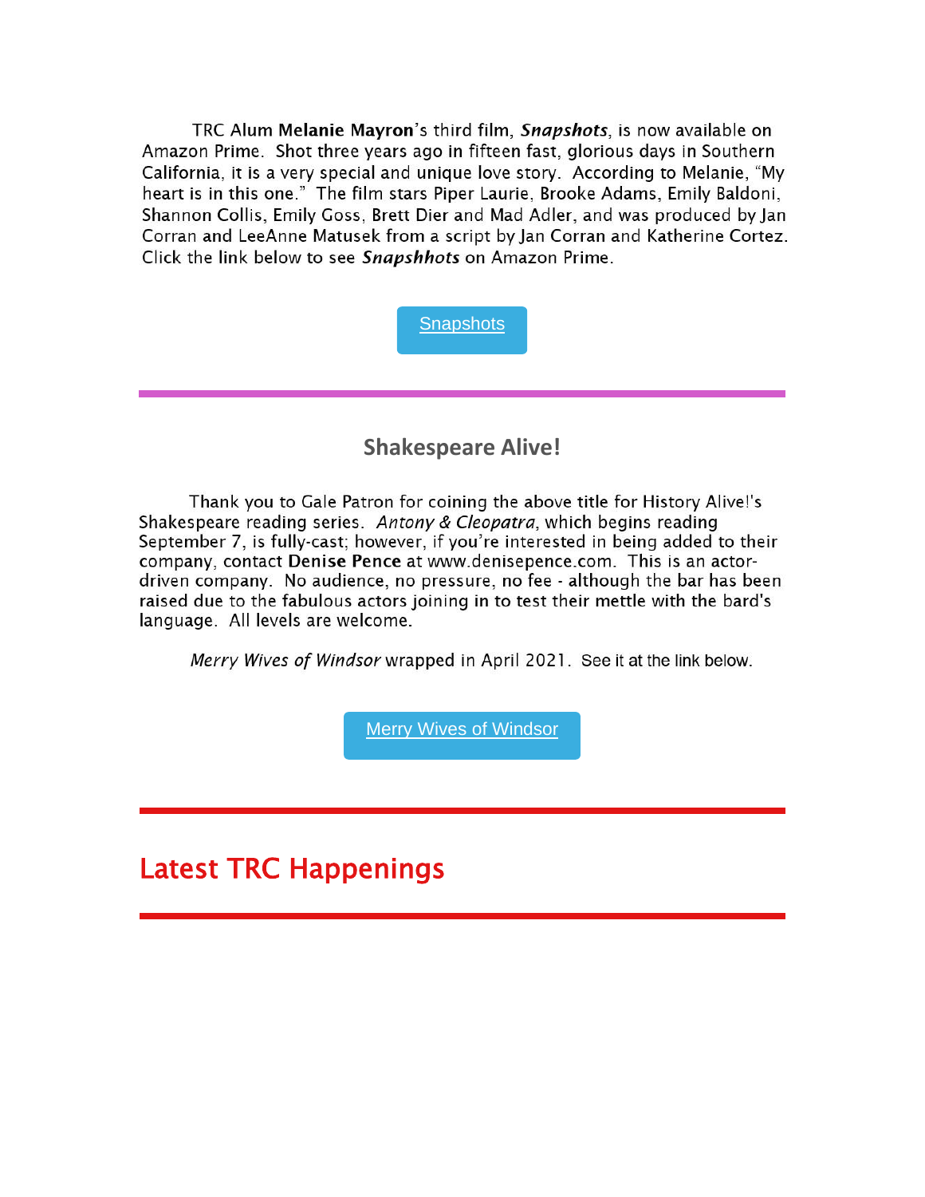TRC Alum **Melanie Mayron**'s third film, ***Snapshots***, is now available on Amazon Prime. Shot three years ago in fifteen fast, glorious days in Southern California, it is a very special and unique love story. According to Melanie, "My heart is in this one." The film stars Piper Laurie, Brooke Adams, Emily Baldoni, Shannon Collis, Emily Goss, Brett Dier and Mad Adler, and was produced by Jan Corran and LeeAnne Matusek from a script by Jan Corran and Katherine Cortez. Click the link below to see ***Snapshhots*** on Amazon Prime.

[Snapshots]

---

## Shakespeare Alive!

Thank you to Gale Patron for coining the above title for History Alive!'s Shakespeare reading series. *Antony & Cleopatra*, which begins reading September 7, is fully-cast; however, if you're interested in being added to their company, contact **Denise Pence** at www.denisepence.com. This is an actor-driven company. No audience, no pressure, no fee - although the bar has been raised due to the fabulous actors joining in to test their mettle with the bard's language. All levels are welcome.

*Merry Wives of Windsor* wrapped in April 2021. See it at the link below.

[Merry Wives of Windsor]

---

# Latest TRC Happenings

---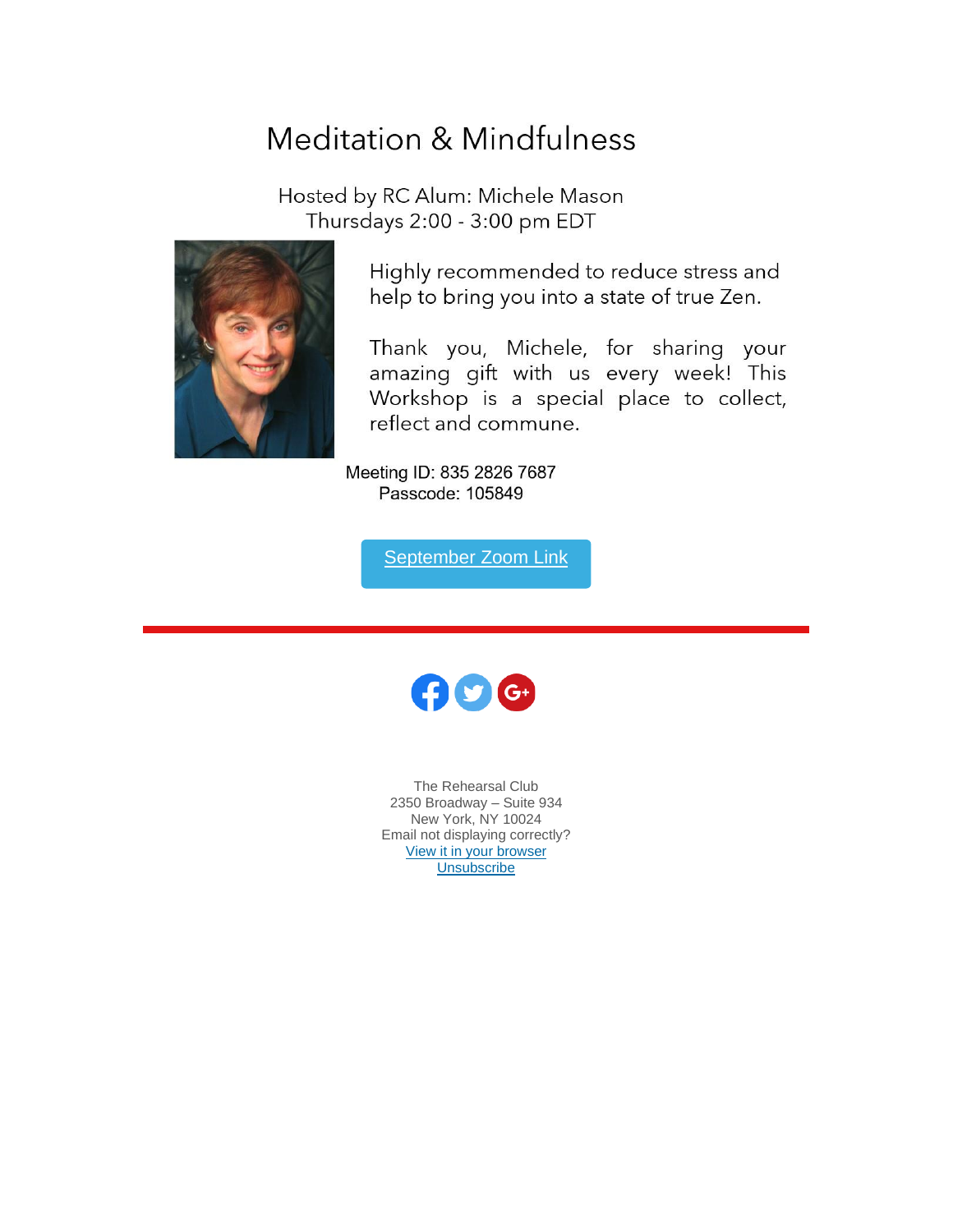# Meditation & Mindfulness

Hosted by RC Alum: Michele Mason
Thursdays 2:00 - 3:00 pm EDT

Highly recommended to reduce stress and help to bring you into a state of true Zen.

Thank you, Michele, for sharing your amazing gift with us every week! This Workshop is a special place to collect, reflect and commune.

Meeting ID: 835 2826 7687
Passcode: 105849

September Zoom Link

---

The Rehearsal Club
2350 Broadway – Suite 934
New York, NY 10024
Email not displaying correctly?
View it in your browser
Unsubscribe